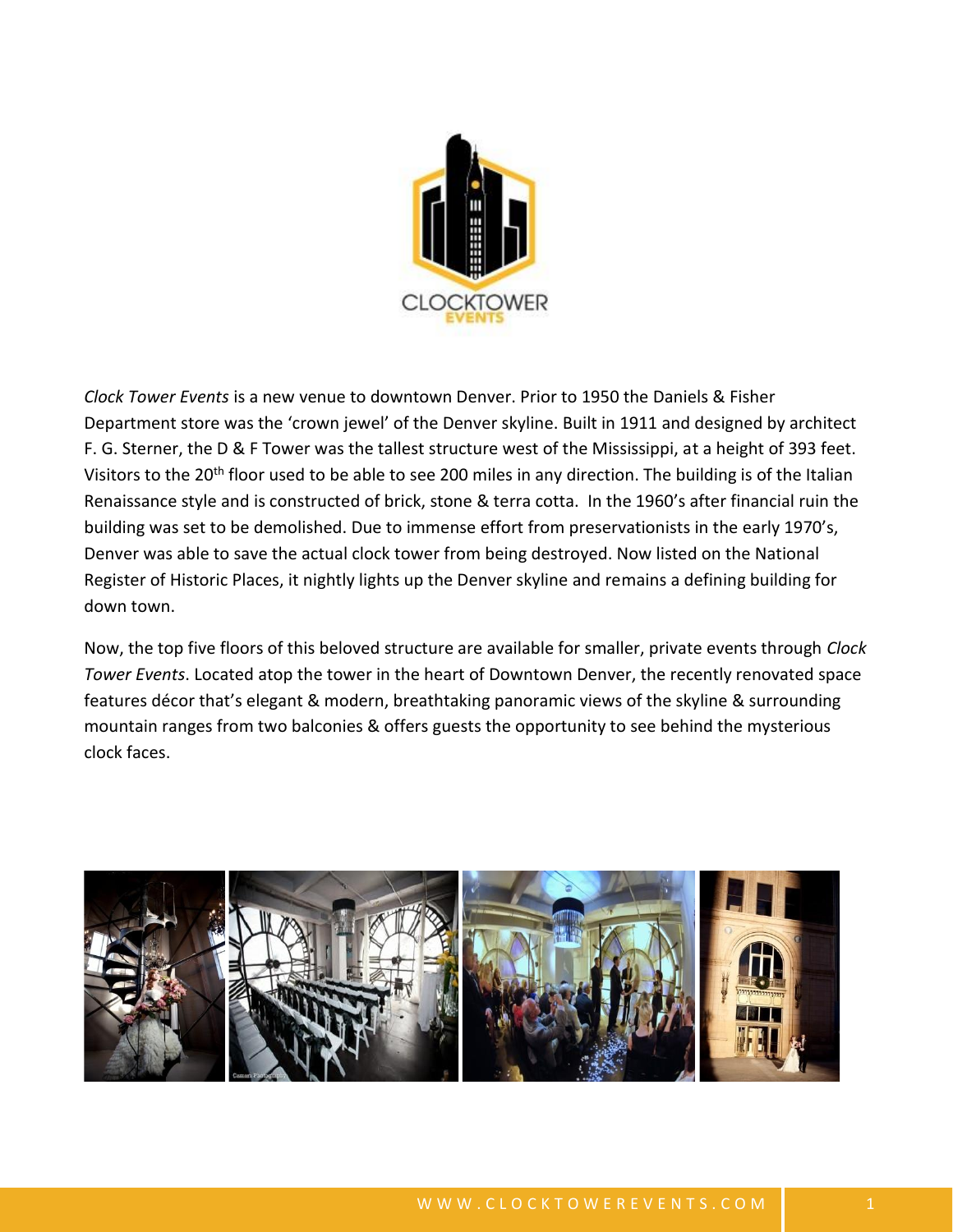CLOCKTOWER EVENTS

*Clock Tower Events* is a new venue to downtown Denver. Prior to 1950 the Daniels & Fisher Department store was the 'crown jewel' of the Denver skyline. Built in 1911 and designed by architect F. G. Sterner, the D & F Tower was the tallest structure west of the Mississippi, at a height of 393 feet. Visitors to the 20th floor used to be able to see 200 miles in any direction. The building is of the Italian Renaissance style and is constructed of brick, stone & terra cotta. In the 1960's after financial ruin the building was set to be demolished. Due to immense effort from preservationists in the early 1970's, Denver was able to save the actual clock tower from being destroyed. Now listed on the National Register of Historic Places, it nightly lights up the Denver skyline and remains a defining building for down town.

Now, the top five floors of this beloved structure are available for smaller, private events through *Clock Tower Events*. Located atop the tower in the heart of Downtown Denver, the recently renovated space features décor that's elegant & modern, breathtaking panoramic views of the skyline & surrounding mountain ranges from two balconies & offers guests the opportunity to see behind the mysterious clock faces.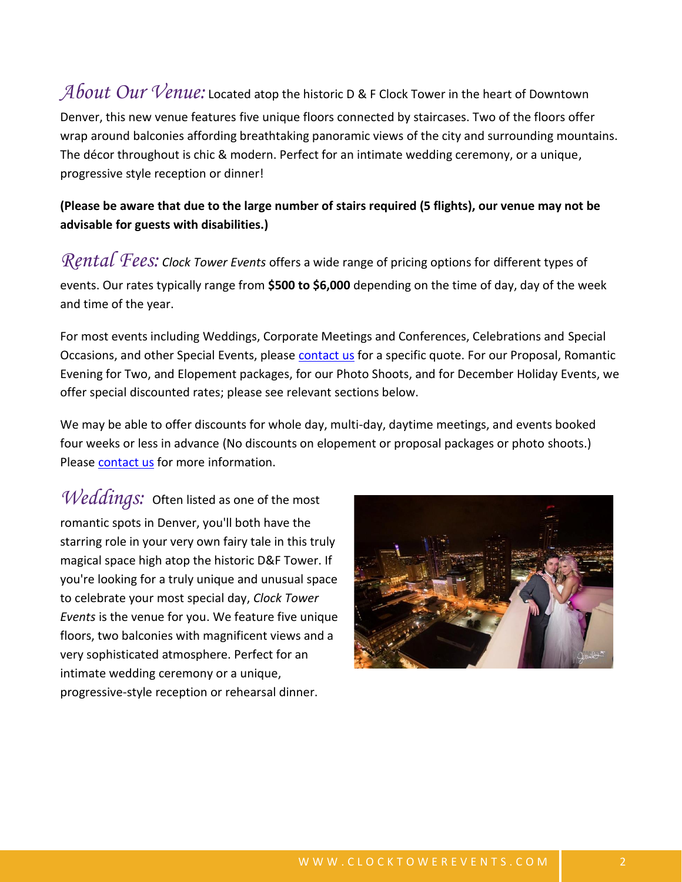*About Our Venue:* Located atop the historic D & F Clock Tower in the heart of Downtown Denver, this new venue features five unique floors connected by staircases. Two of the floors offer wrap around balconies affording breathtaking panoramic views of the city and surrounding mountains. The décor throughout is chic & modern. Perfect for an intimate wedding ceremony, or a unique, progressive style reception or dinner!

**(Please be aware that due to the large number of stairs required (5 flights), our venue may not be advisable for guests with disabilities.)**

*Rental Fees:* *Clock Tower Events* offers a wide range of pricing options for different types of events. Our rates typically range from **$500 to $6,000** depending on the time of day, day of the week and time of the year.

For most events including Weddings, Corporate Meetings and Conferences, Celebrations and Special Occasions, and other Special Events, please contact us for a specific quote. For our Proposal, Romantic Evening for Two, and Elopement packages, for our Photo Shoots, and for December Holiday Events, we offer special discounted rates; please see relevant sections below.

We may be able to offer discounts for whole day, multi-day, daytime meetings, and events booked four weeks or less in advance (No discounts on elopement or proposal packages or photo shoots.) Please contact us for more information.

*Weddings:* Often listed as one of the most romantic spots in Denver, you'll both have the starring role in your very own fairy tale in this truly magical space high atop the historic D&F Tower. If you're looking for a truly unique and unusual space to celebrate your most special day, *Clock Tower Events* is the venue for you. We feature five unique floors, two balconies with magnificent views and a very sophisticated atmosphere. Perfect for an intimate wedding ceremony or a unique, progressive-style reception or rehearsal dinner.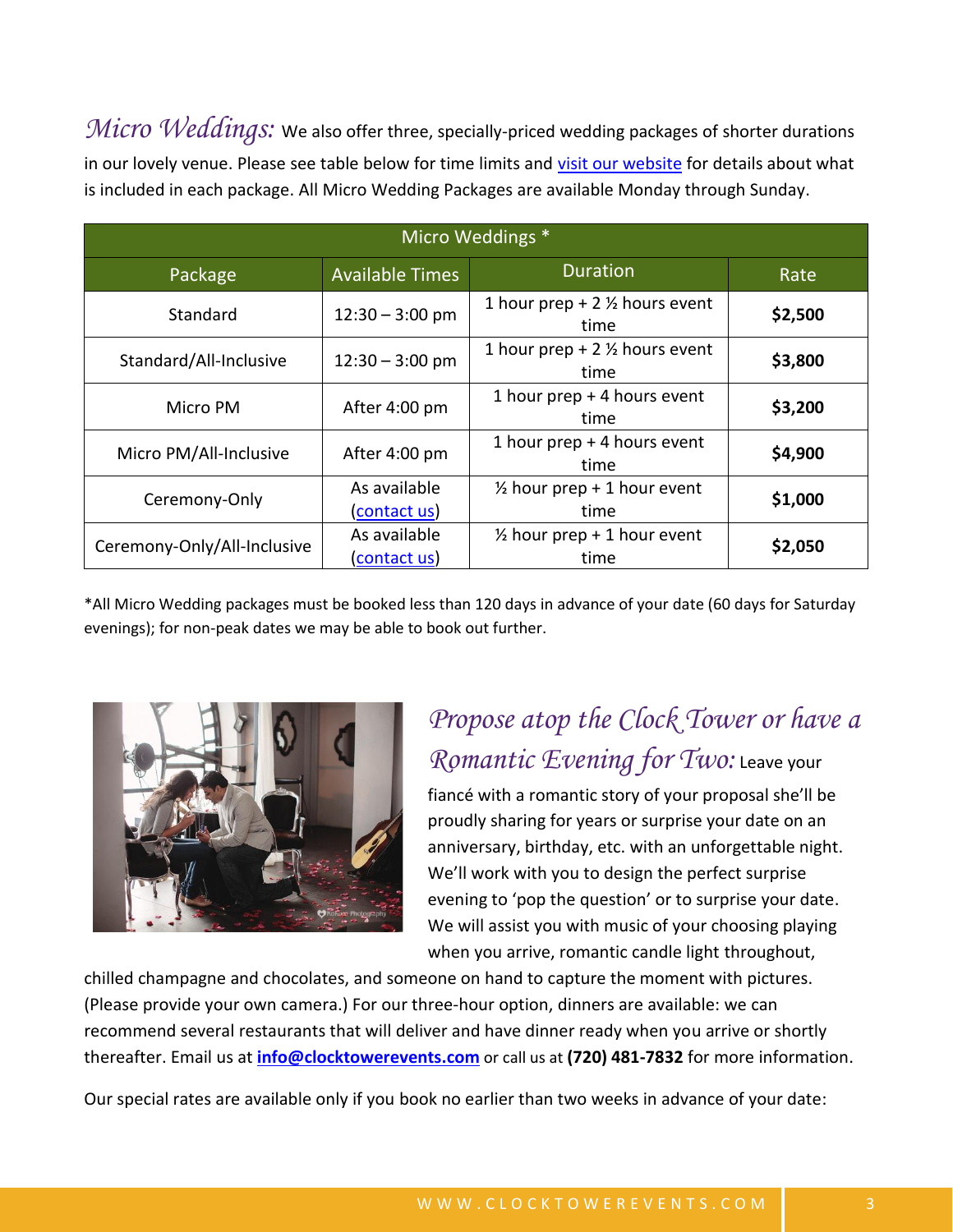*Micro Weddings:* We also offer three, specially-priced wedding packages of shorter durations in our lovely venue. Please see table below for time limits and visit our website for details about what is included in each package. All Micro Wedding Packages are available Monday through Sunday.

| Micro Weddings * | | | |
|---|---|---|---|
| Package | Available Times | Duration | Rate |
| Standard | 12:30 – 3:00 pm | 1 hour prep + 2 ½ hours event time | **$2,500** |
| Standard/All-Inclusive | 12:30 – 3:00 pm | 1 hour prep + 2 ½ hours event time | **$3,800** |
| Micro PM | After 4:00 pm | 1 hour prep + 4 hours event time | **$3,200** |
| Micro PM/All-Inclusive | After 4:00 pm | 1 hour prep + 4 hours event time | **$4,900** |
| Ceremony-Only | As available (contact us) | ½ hour prep + 1 hour event time | **$1,000** |
| Ceremony-Only/All-Inclusive | As available (contact us) | ½ hour prep + 1 hour event time | **$2,050** |

*All Micro Wedding packages must be booked less than 120 days in advance of your date (60 days for Saturday evenings); for non-peak dates we may be able to book out further.

*Propose atop the Clock Tower or have a Romantic Evening for Two:* Leave your fiancé with a romantic story of your proposal she'll be proudly sharing for years or surprise your date on an anniversary, birthday, etc. with an unforgettable night. We'll work with you to design the perfect surprise evening to 'pop the question' or to surprise your date. We will assist you with music of your choosing playing when you arrive, romantic candle light throughout, chilled champagne and chocolates, and someone on hand to capture the moment with pictures. (Please provide your own camera.) For our three-hour option, dinners are available: we can recommend several restaurants that will deliver and have dinner ready when you arrive or shortly thereafter. Email us at **info@clocktowerevents.com** or call us at **(720) 481-7832** for more information.

Our special rates are available only if you book no earlier than two weeks in advance of your date: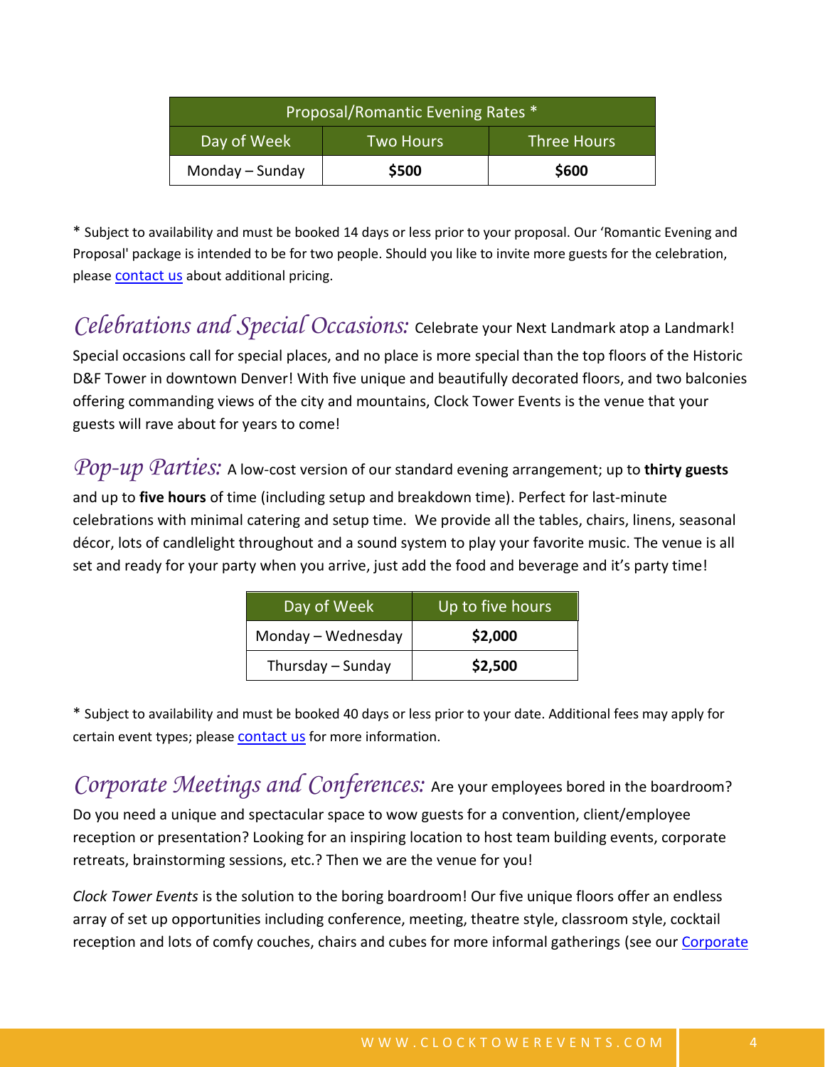| Proposal/Romantic Evening Rates * | | |
| --- | --- | --- |
| Day of Week | Two Hours | Three Hours |
| Monday – Sunday | **$500** | **$600** |

* Subject to availability and must be booked 14 days or less prior to your proposal. Our 'Romantic Evening and Proposal' package is intended to be for two people. Should you like to invite more guests for the celebration, please contact us about additional pricing.

*Celebrations and Special Occasions:* Celebrate your Next Landmark atop a Landmark! Special occasions call for special places, and no place is more special than the top floors of the Historic D&F Tower in downtown Denver! With five unique and beautifully decorated floors, and two balconies offering commanding views of the city and mountains, Clock Tower Events is the venue that your guests will rave about for years to come!

*Pop-up Parties:* A low-cost version of our standard evening arrangement; up to **thirty guests** and up to **five hours** of time (including setup and breakdown time). Perfect for last-minute celebrations with minimal catering and setup time. We provide all the tables, chairs, linens, seasonal décor, lots of candlelight throughout and a sound system to play your favorite music. The venue is all set and ready for your party when you arrive, just add the food and beverage and it's party time!

| Day of Week | Up to five hours |
| --- | --- |
| Monday – Wednesday | **$2,000** |
| Thursday – Sunday | **$2,500** |

* Subject to availability and must be booked 40 days or less prior to your date. Additional fees may apply for certain event types; please contact us for more information.

*Corporate Meetings and Conferences:* Are your employees bored in the boardroom? Do you need a unique and spectacular space to wow guests for a convention, client/employee reception or presentation? Looking for an inspiring location to host team building events, corporate retreats, brainstorming sessions, etc.? Then we are the venue for you!

*Clock Tower Events* is the solution to the boring boardroom! Our five unique floors offer an endless array of set up opportunities including conference, meeting, theatre style, classroom style, cocktail reception and lots of comfy couches, chairs and cubes for more informal gatherings (see our Corporate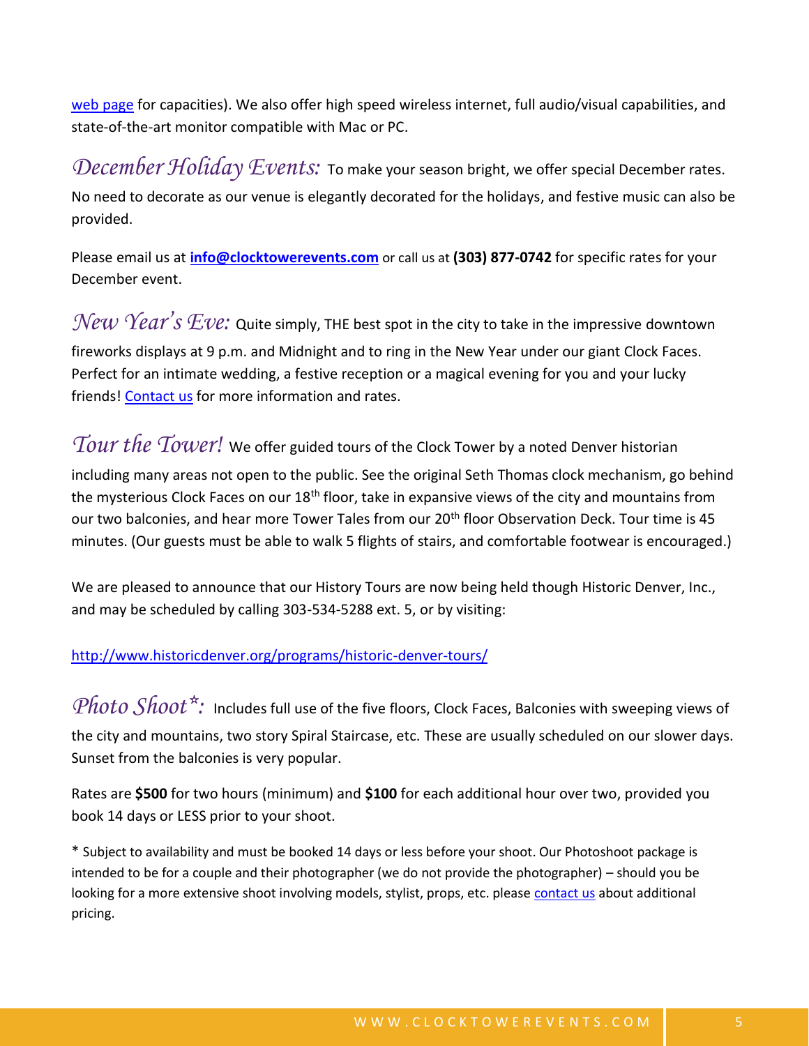web page for capacities). We also offer high speed wireless internet, full audio/visual capabilities, and state-of-the-art monitor compatible with Mac or PC.

*December Holiday Events:* To make your season bright, we offer special December rates. No need to decorate as our venue is elegantly decorated for the holidays, and festive music can also be provided.

Please email us at **info@clocktowerevents.com** or call us at **(303) 877-0742** for specific rates for your December event.

*New Year's Eve:* Quite simply, THE best spot in the city to take in the impressive downtown fireworks displays at 9 p.m. and Midnight and to ring in the New Year under our giant Clock Faces. Perfect for an intimate wedding, a festive reception or a magical evening for you and your lucky friends! Contact us for more information and rates.

*Tour the Tower!* We offer guided tours of the Clock Tower by a noted Denver historian including many areas not open to the public. See the original Seth Thomas clock mechanism, go behind the mysterious Clock Faces on our 18th floor, take in expansive views of the city and mountains from our two balconies, and hear more Tower Tales from our 20th floor Observation Deck. Tour time is 45 minutes. (Our guests must be able to walk 5 flights of stairs, and comfortable footwear is encouraged.)

We are pleased to announce that our History Tours are now being held though Historic Denver, Inc., and may be scheduled by calling 303-534-5288 ext. 5, or by visiting:

http://www.historicdenver.org/programs/historic-denver-tours/

*Photo Shoot*:* Includes full use of the five floors, Clock Faces, Balconies with sweeping views of the city and mountains, two story Spiral Staircase, etc. These are usually scheduled on our slower days. Sunset from the balconies is very popular.

Rates are **$500** for two hours (minimum) and **$100** for each additional hour over two, provided you book 14 days or LESS prior to your shoot.

* Subject to availability and must be booked 14 days or less before your shoot. Our Photoshoot package is intended to be for a couple and their photographer (we do not provide the photographer) – should you be looking for a more extensive shoot involving models, stylist, props, etc. please contact us about additional pricing.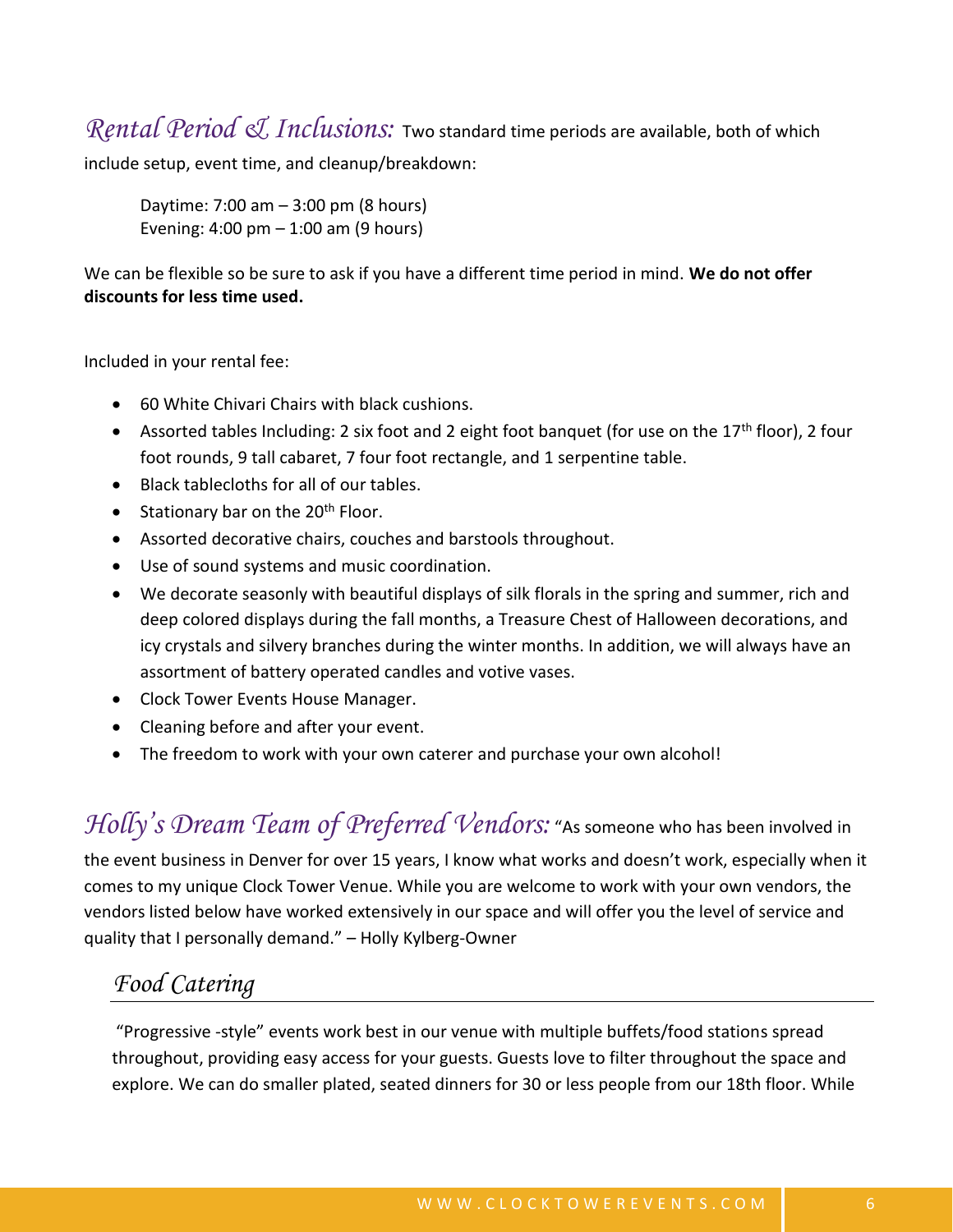## *Rental Period & Inclusions:* 

Two standard time periods are available, both of which include setup, event time, and cleanup/breakdown:

Daytime: 7:00 am – 3:00 pm (8 hours)
Evening: 4:00 pm – 1:00 am (9 hours)

We can be flexible so be sure to ask if you have a different time period in mind. **We do not offer discounts for less time used.**

Included in your rental fee:

- 60 White Chivari Chairs with black cushions.
- Assorted tables Including: 2 six foot and 2 eight foot banquet (for use on the 17th floor), 2 four foot rounds, 9 tall cabaret, 7 four foot rectangle, and 1 serpentine table.
- Black tablecloths for all of our tables.
- Stationary bar on the 20th Floor.
- Assorted decorative chairs, couches and barstools throughout.
- Use of sound systems and music coordination.
- We decorate seasonly with beautiful displays of silk florals in the spring and summer, rich and deep colored displays during the fall months, a Treasure Chest of Halloween decorations, and icy crystals and silvery branches during the winter months. In addition, we will always have an assortment of battery operated candles and votive vases.
- Clock Tower Events House Manager.
- Cleaning before and after your event.
- The freedom to work with your own caterer and purchase your own alcohol!

## *Holly's Dream Team of Preferred Vendors:* 

"As someone who has been involved in the event business in Denver for over 15 years, I know what works and doesn't work, especially when it comes to my unique Clock Tower Venue. While you are welcome to work with your own vendors, the vendors listed below have worked extensively in our space and will offer you the level of service and quality that I personally demand." – Holly Kylberg-Owner

### *Food Catering*

"Progressive -style" events work best in our venue with multiple buffets/food stations spread throughout, providing easy access for your guests. Guests love to filter throughout the space and explore. We can do smaller plated, seated dinners for 30 or less people from our 18th floor. While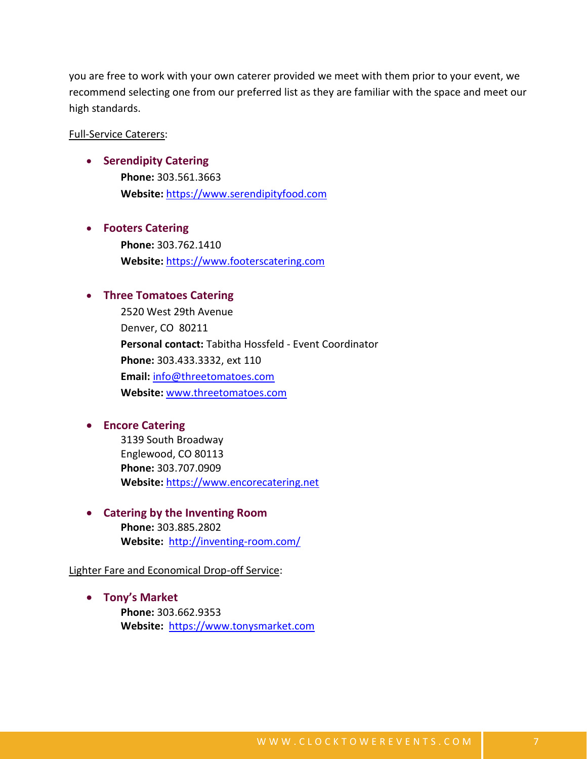you are free to work with your own caterer provided we meet with them prior to your event, we recommend selecting one from our preferred list as they are familiar with the space and meet our high standards.

Full-Service Caterers:

- **Serendipity Catering**
  **Phone:** 303.561.3663
  **Website:** https://www.serendipityfood.com

- **Footers Catering**
  **Phone:** 303.762.1410
  **Website:** https://www.footerscatering.com

- **Three Tomatoes Catering**
  2520 West 29th Avenue
  Denver, CO 80211
  **Personal contact:** Tabitha Hossfeld - Event Coordinator
  **Phone:** 303.433.3332, ext 110
  **Email:** info@threetomatoes.com
  **Website:** www.threetomatoes.com

- **Encore Catering**
  3139 South Broadway
  Englewood, CO 80113
  **Phone:** 303.707.0909
  **Website:** https://www.encorecatering.net

- **Catering by the Inventing Room**
  **Phone:** 303.885.2802
  **Website:** http://inventing-room.com/

Lighter Fare and Economical Drop-off Service:

- **Tony's Market**
  **Phone:** 303.662.9353
  **Website:** https://www.tonysmarket.com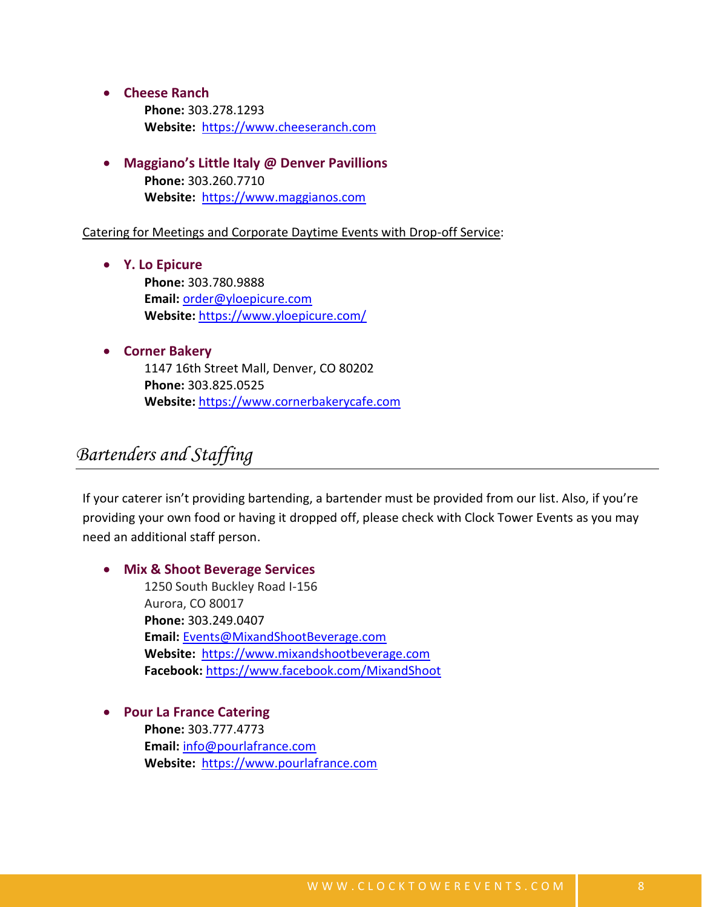- **Cheese Ranch**
  **Phone:** 303.278.1293
  **Website:** https://www.cheeseranch.com

- **Maggiano's Little Italy @ Denver Pavillions**
  **Phone:** 303.260.7710
  **Website:** https://www.maggianos.com

Catering for Meetings and Corporate Daytime Events with Drop-off Service:

- **Y. Lo Epicure**
  **Phone:** 303.780.9888
  **Email:** order@yloepicure.com
  **Website:** https://www.yloepicure.com/

- **Corner Bakery**
  1147 16th Street Mall, Denver, CO 80202
  **Phone:** 303.825.0525
  **Website:** https://www.cornerbakerycafe.com

## *Bartenders and Staffing*

If your caterer isn't providing bartending, a bartender must be provided from our list. Also, if you're providing your own food or having it dropped off, please check with Clock Tower Events as you may need an additional staff person.

- **Mix & Shoot Beverage Services**
  1250 South Buckley Road I-156
  Aurora, CO 80017
  **Phone:** 303.249.0407
  **Email:** Events@MixandShootBeverage.com
  **Website:** https://www.mixandshootbeverage.com
  **Facebook:** https://www.facebook.com/MixandShoot

- **Pour La France Catering**
  **Phone:** 303.777.4773
  **Email:** info@pourlafrance.com
  **Website:** https://www.pourlafrance.com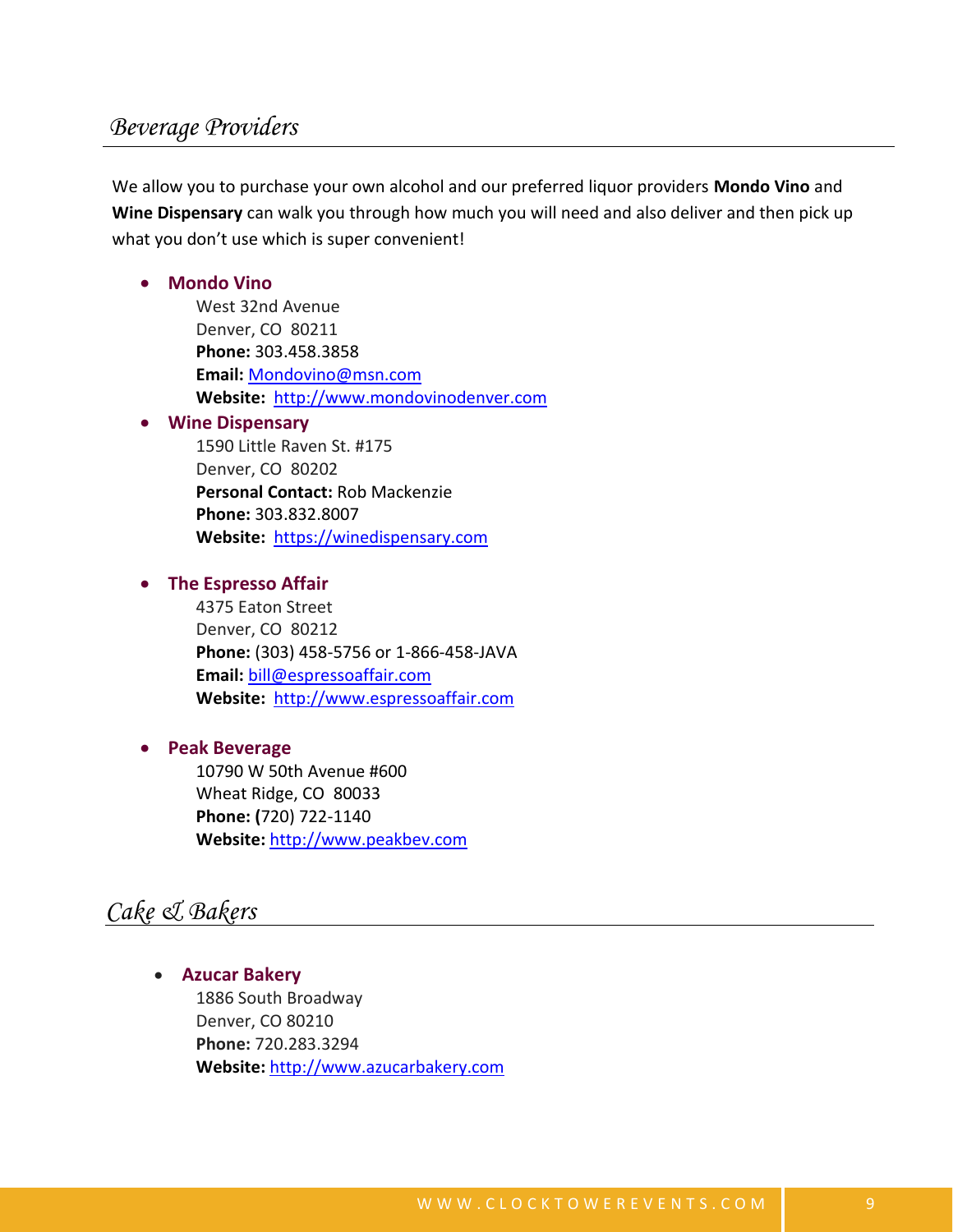## *Beverage Providers*

We allow you to purchase your own alcohol and our preferred liquor providers **Mondo Vino** and **Wine Dispensary** can walk you through how much you will need and also deliver and then pick up what you don't use which is super convenient!

- **Mondo Vino**
  West 32nd Avenue
  Denver, CO 80211
  **Phone:** 303.458.3858
  **Email:** Mondovino@msn.com
  **Website:** http://www.mondovinodenver.com
- **Wine Dispensary**
  1590 Little Raven St. #175
  Denver, CO 80202
  **Personal Contact:** Rob Mackenzie
  **Phone:** 303.832.8007
  **Website:** https://winedispensary.com

- **The Espresso Affair**
  4375 Eaton Street
  Denver, CO 80212
  **Phone:** (303) 458-5756 or 1-866-458-JAVA
  **Email:** bill@espressoaffair.com
  **Website:** http://www.espressoaffair.com

- **Peak Beverage**
  10790 W 50th Avenue #600
  Wheat Ridge, CO 80033
  **Phone: (**720) 722-1140
  **Website:** http://www.peakbev.com

## *Cake & Bakers*

- **Azucar Bakery**
  1886 South Broadway
  Denver, CO 80210
  **Phone:** 720.283.3294
  **Website:** http://www.azucarbakery.com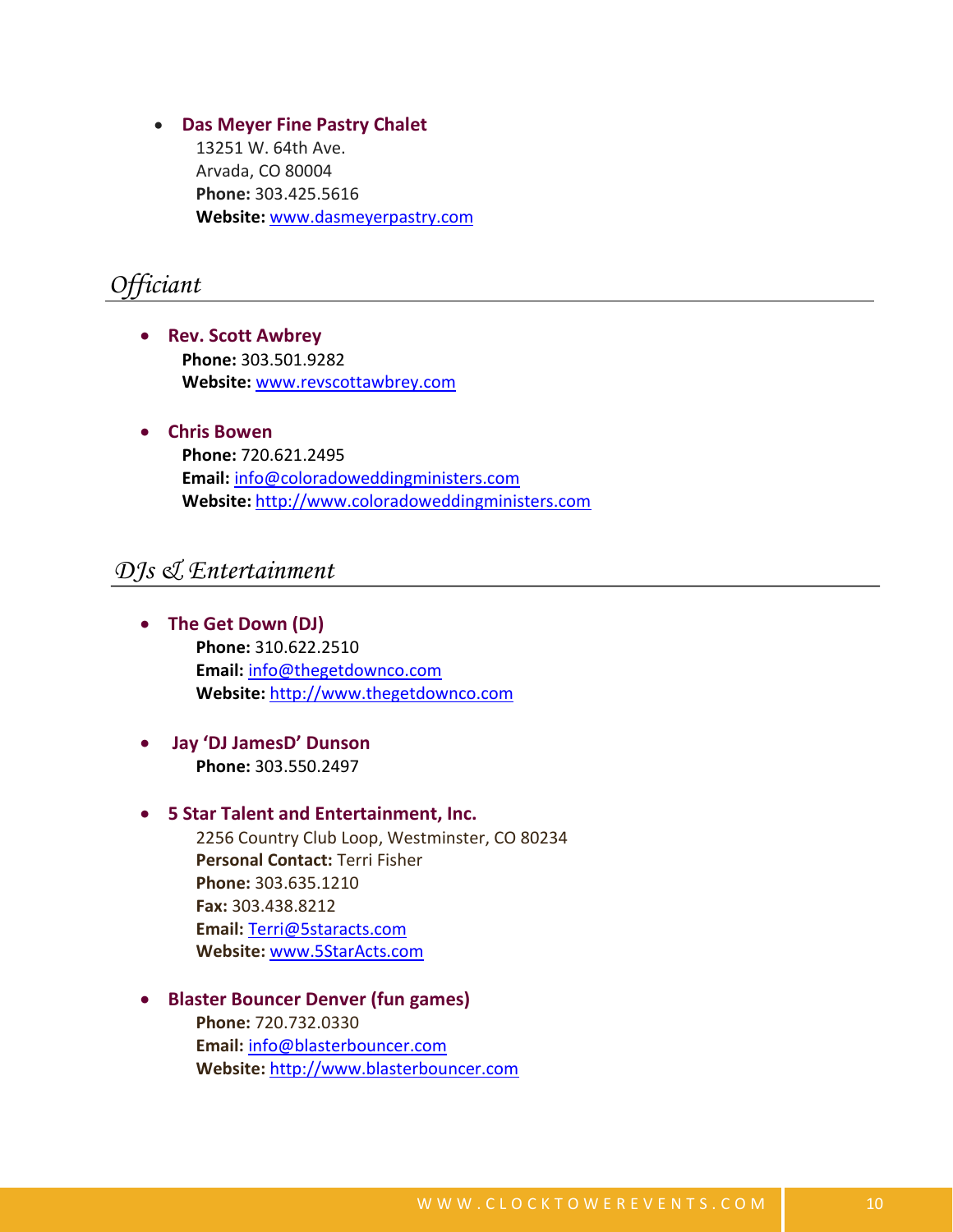- **Das Meyer Fine Pastry Chalet**
  13251 W. 64th Ave.
  Arvada, CO 80004
  **Phone:** 303.425.5616
  **Website:** www.dasmeyerpastry.com

## *Officiant*

- **Rev. Scott Awbrey**
  **Phone:** 303.501.9282
  **Website:** www.revscottawbrey.com

- **Chris Bowen**
  **Phone:** 720.621.2495
  **Email:** info@coloradoweddingministers.com
  **Website:** http://www.coloradoweddingministers.com

## *DJs & Entertainment*

- **The Get Down (DJ)**
  **Phone:** 310.622.2510
  **Email:** info@thegetdownco.com
  **Website:** http://www.thegetdownco.com

- **Jay 'DJ JamesD' Dunson**
  **Phone:** 303.550.2497

- **5 Star Talent and Entertainment, Inc.**
  2256 Country Club Loop, Westminster, CO 80234
  **Personal Contact:** Terri Fisher
  **Phone:** 303.635.1210
  **Fax:** 303.438.8212
  **Email:** Terri@5staracts.com
  **Website:** www.5StarActs.com

- **Blaster Bouncer Denver (fun games)**
  **Phone:** 720.732.0330
  **Email:** info@blasterbouncer.com
  **Website:** http://www.blasterbouncer.com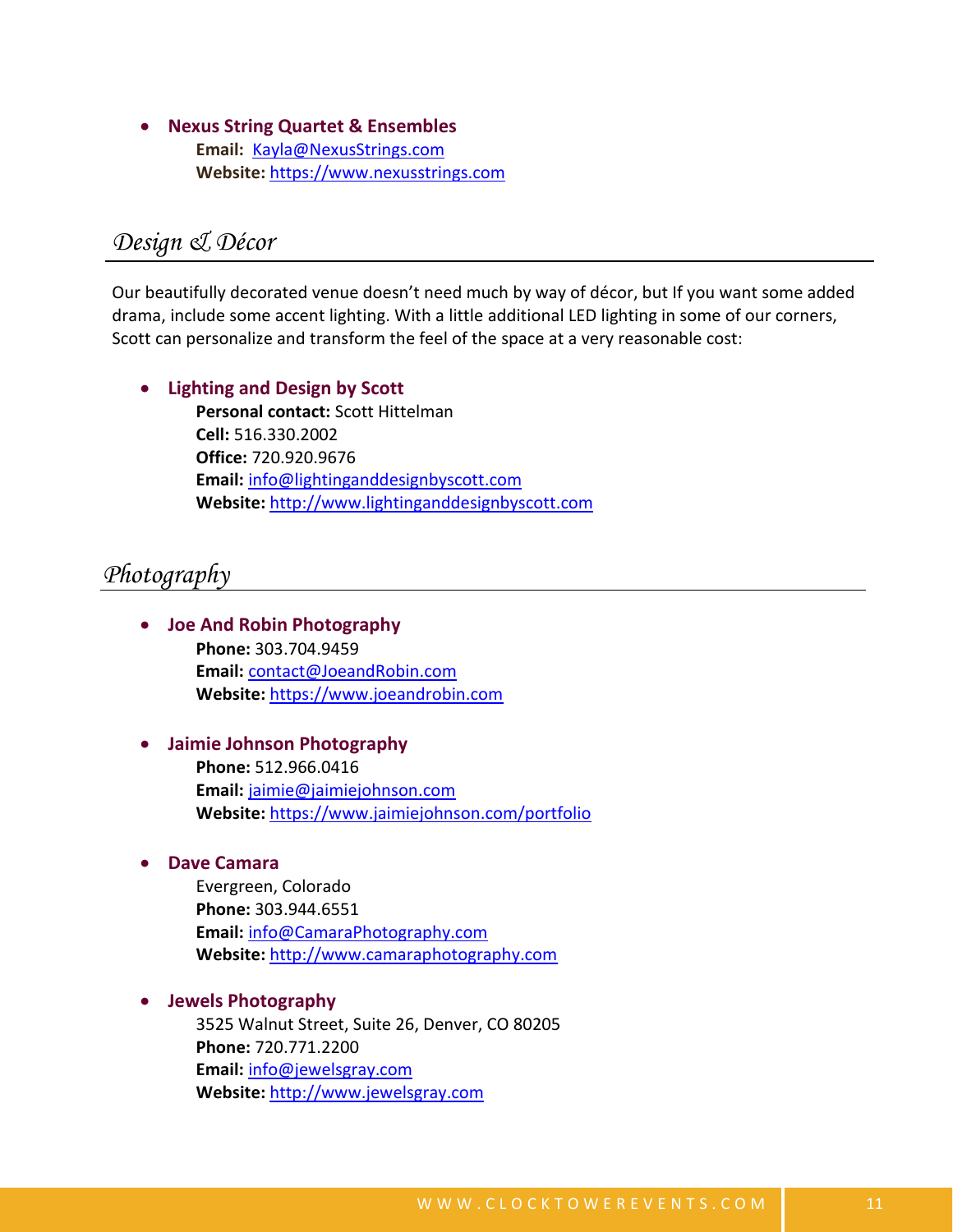- **Nexus String Quartet & Ensembles**
  **Email:** Kayla@NexusStrings.com
  **Website:** https://www.nexusstrings.com

## *Design & Décor*

Our beautifully decorated venue doesn't need much by way of décor, but If you want some added drama, include some accent lighting. With a little additional LED lighting in some of our corners, Scott can personalize and transform the feel of the space at a very reasonable cost:

- **Lighting and Design by Scott**
  **Personal contact:** Scott Hittelman
  **Cell:** 516.330.2002
  **Office:** 720.920.9676
  **Email:** info@lightinganddesignbyscott.com
  **Website:** http://www.lightinganddesignbyscott.com

## *Photography*

- **Joe And Robin Photography**
  **Phone:** 303.704.9459
  **Email:** contact@JoeandRobin.com
  **Website:** https://www.joeandrobin.com

- **Jaimie Johnson Photography**
  **Phone:** 512.966.0416
  **Email:** jaimie@jaimiejohnson.com
  **Website:** https://www.jaimiejohnson.com/portfolio

- **Dave Camara**
  Evergreen, Colorado
  **Phone:** 303.944.6551
  **Email:** info@CamaraPhotography.com
  **Website:** http://www.camaraphotography.com

- **Jewels Photography**
  3525 Walnut Street, Suite 26, Denver, CO 80205
  **Phone:** 720.771.2200
  **Email:** info@jewelsgray.com
  **Website:** http://www.jewelsgray.com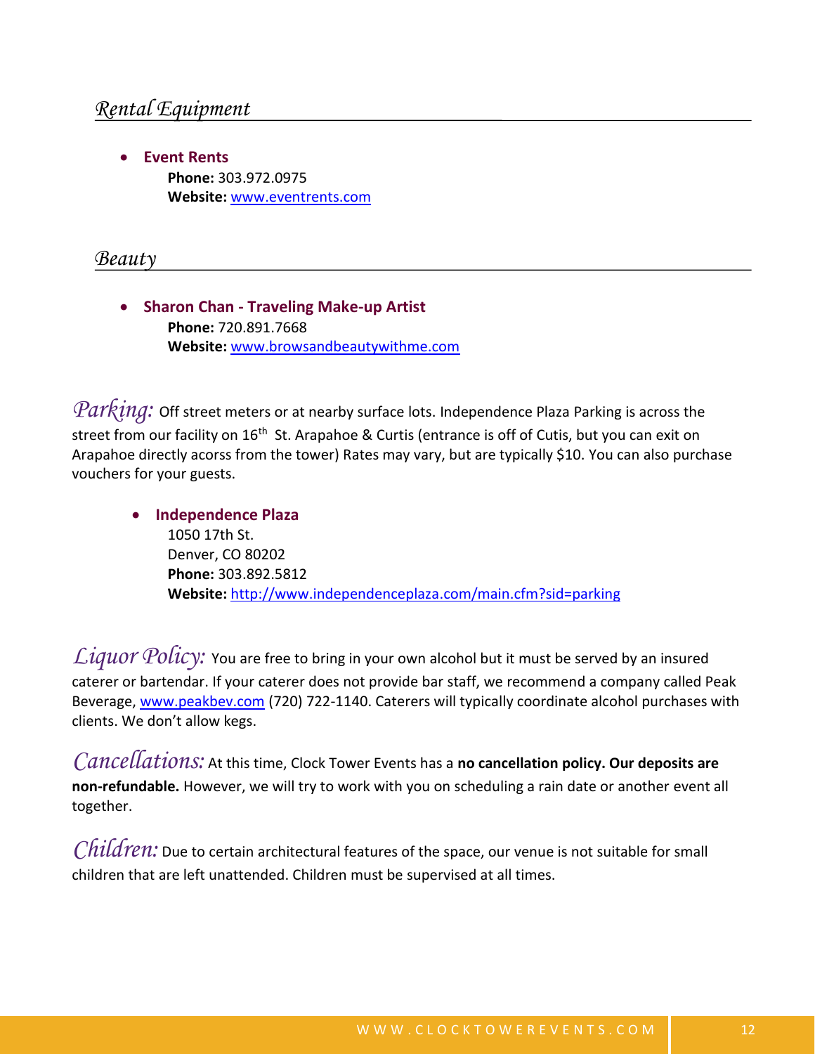## *Rental Equipment*

- **Event Rents**
  **Phone:** 303.972.0975
  **Website:** www.eventrents.com

## *Beauty*

- **Sharon Chan - Traveling Make-up Artist**
  **Phone:** 720.891.7668
  **Website:** www.browsandbeautywithme.com

*Parking:* Off street meters or at nearby surface lots. Independence Plaza Parking is across the street from our facility on 16th St. Arapahoe & Curtis (entrance is off of Cutis, but you can exit on Arapahoe directly acorss from the tower) Rates may vary, but are typically $10. You can also purchase vouchers for your guests.

- **Independence Plaza**
  1050 17th St.
  Denver, CO 80202
  **Phone:** 303.892.5812
  **Website:** http://www.independenceplaza.com/main.cfm?sid=parking

*Liquor Policy:* You are free to bring in your own alcohol but it must be served by an insured caterer or bartendar. If your caterer does not provide bar staff, we recommend a company called Peak Beverage, www.peakbev.com (720) 722-1140. Caterers will typically coordinate alcohol purchases with clients. We don't allow kegs.

*Cancellations:* At this time, Clock Tower Events has a **no cancellation policy. Our deposits are non-refundable.** However, we will try to work with you on scheduling a rain date or another event all together.

*Children:* Due to certain architectural features of the space, our venue is not suitable for small children that are left unattended. Children must be supervised at all times.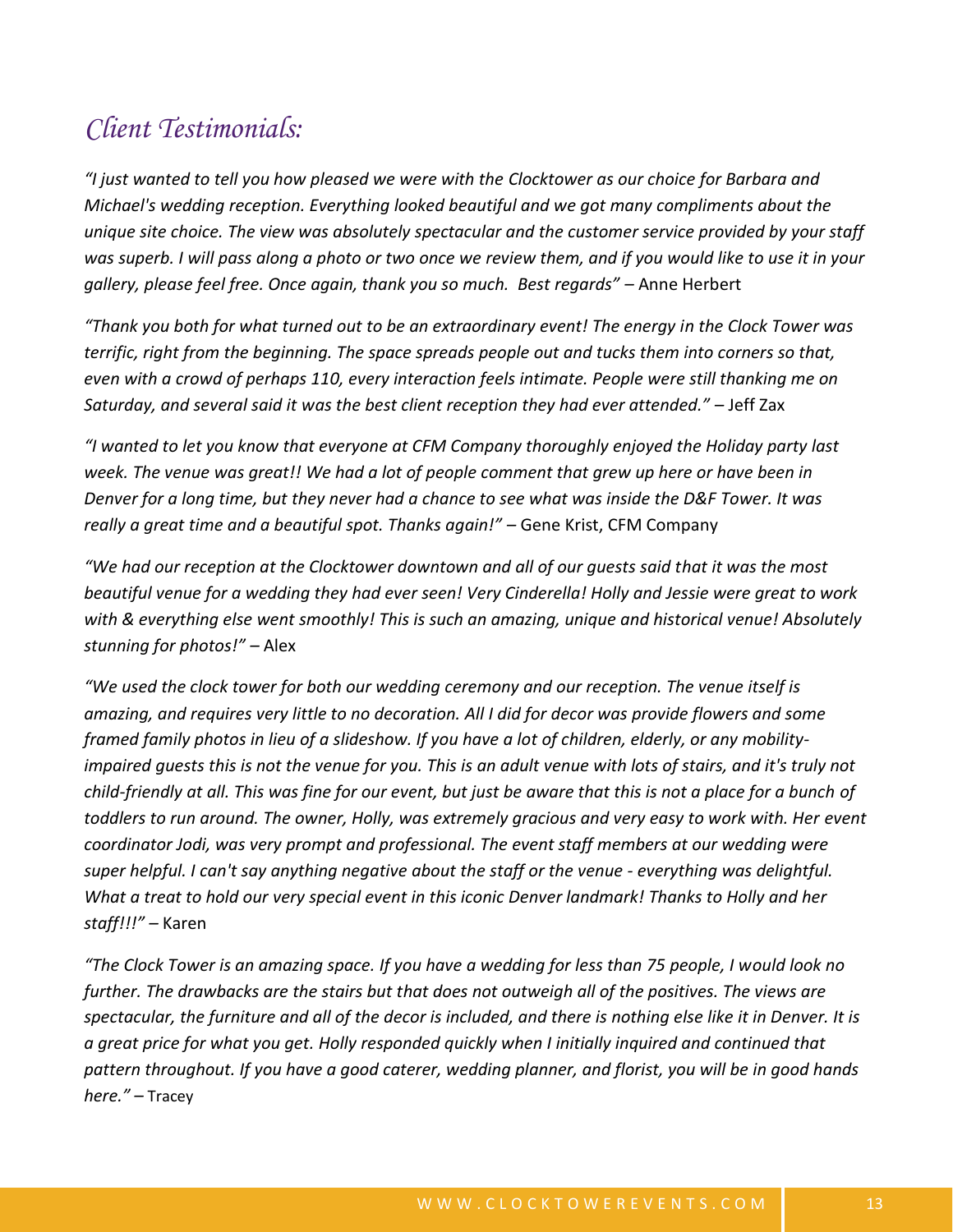## *Client Testimonials:*

*"I just wanted to tell you how pleased we were with the Clocktower as our choice for Barbara and Michael's wedding reception. Everything looked beautiful and we got many compliments about the unique site choice. The view was absolutely spectacular and the customer service provided by your staff was superb. I will pass along a photo or two once we review them, and if you would like to use it in your gallery, please feel free. Once again, thank you so much. Best regards"* – Anne Herbert

*"Thank you both for what turned out to be an extraordinary event! The energy in the Clock Tower was terrific, right from the beginning. The space spreads people out and tucks them into corners so that, even with a crowd of perhaps 110, every interaction feels intimate. People were still thanking me on Saturday, and several said it was the best client reception they had ever attended."* – Jeff Zax

*"I wanted to let you know that everyone at CFM Company thoroughly enjoyed the Holiday party last week. The venue was great!! We had a lot of people comment that grew up here or have been in Denver for a long time, but they never had a chance to see what was inside the D&F Tower. It was really a great time and a beautiful spot. Thanks again!"* – Gene Krist, CFM Company

*"We had our reception at the Clocktower downtown and all of our guests said that it was the most beautiful venue for a wedding they had ever seen! Very Cinderella! Holly and Jessie were great to work with & everything else went smoothly! This is such an amazing, unique and historical venue! Absolutely stunning for photos!"* – Alex

*"We used the clock tower for both our wedding ceremony and our reception. The venue itself is amazing, and requires very little to no decoration. All I did for decor was provide flowers and some framed family photos in lieu of a slideshow. If you have a lot of children, elderly, or any mobility-impaired guests this is not the venue for you. This is an adult venue with lots of stairs, and it's truly not child-friendly at all. This was fine for our event, but just be aware that this is not a place for a bunch of toddlers to run around. The owner, Holly, was extremely gracious and very easy to work with. Her event coordinator Jodi, was very prompt and professional. The event staff members at our wedding were super helpful. I can't say anything negative about the staff or the venue - everything was delightful. What a treat to hold our very special event in this iconic Denver landmark! Thanks to Holly and her staff!!!"* – Karen

*"The Clock Tower is an amazing space. If you have a wedding for less than 75 people, I would look no further. The drawbacks are the stairs but that does not outweigh all of the positives. The views are spectacular, the furniture and all of the decor is included, and there is nothing else like it in Denver. It is a great price for what you get. Holly responded quickly when I initially inquired and continued that pattern throughout. If you have a good caterer, wedding planner, and florist, you will be in good hands here."* – Tracey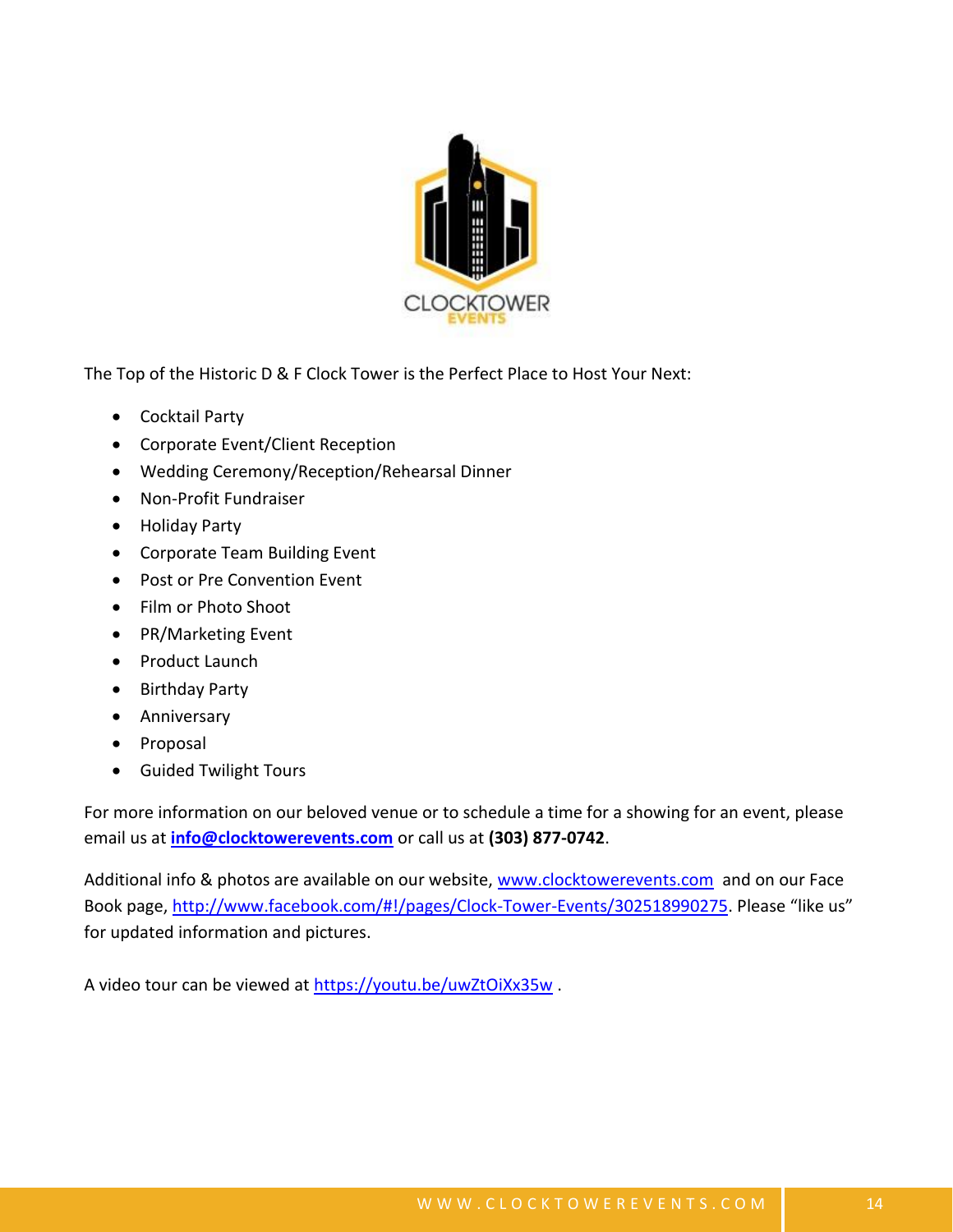The Top of the Historic D & F Clock Tower is the Perfect Place to Host Your Next:

- Cocktail Party
- Corporate Event/Client Reception
- Wedding Ceremony/Reception/Rehearsal Dinner
- Non-Profit Fundraiser
- Holiday Party
- Corporate Team Building Event
- Post or Pre Convention Event
- Film or Photo Shoot
- PR/Marketing Event
- Product Launch
- Birthday Party
- Anniversary
- Proposal
- Guided Twilight Tours

For more information on our beloved venue or to schedule a time for a showing for an event, please email us at **info@clocktowerevents.com** or call us at **(303) 877-0742**.

Additional info & photos are available on our website, www.clocktowerevents.com and on our Face Book page, http://www.facebook.com/#!/pages/Clock-Tower-Events/302518990275. Please "like us" for updated information and pictures.

A video tour can be viewed at https://youtu.be/uwZtOiXx35w .